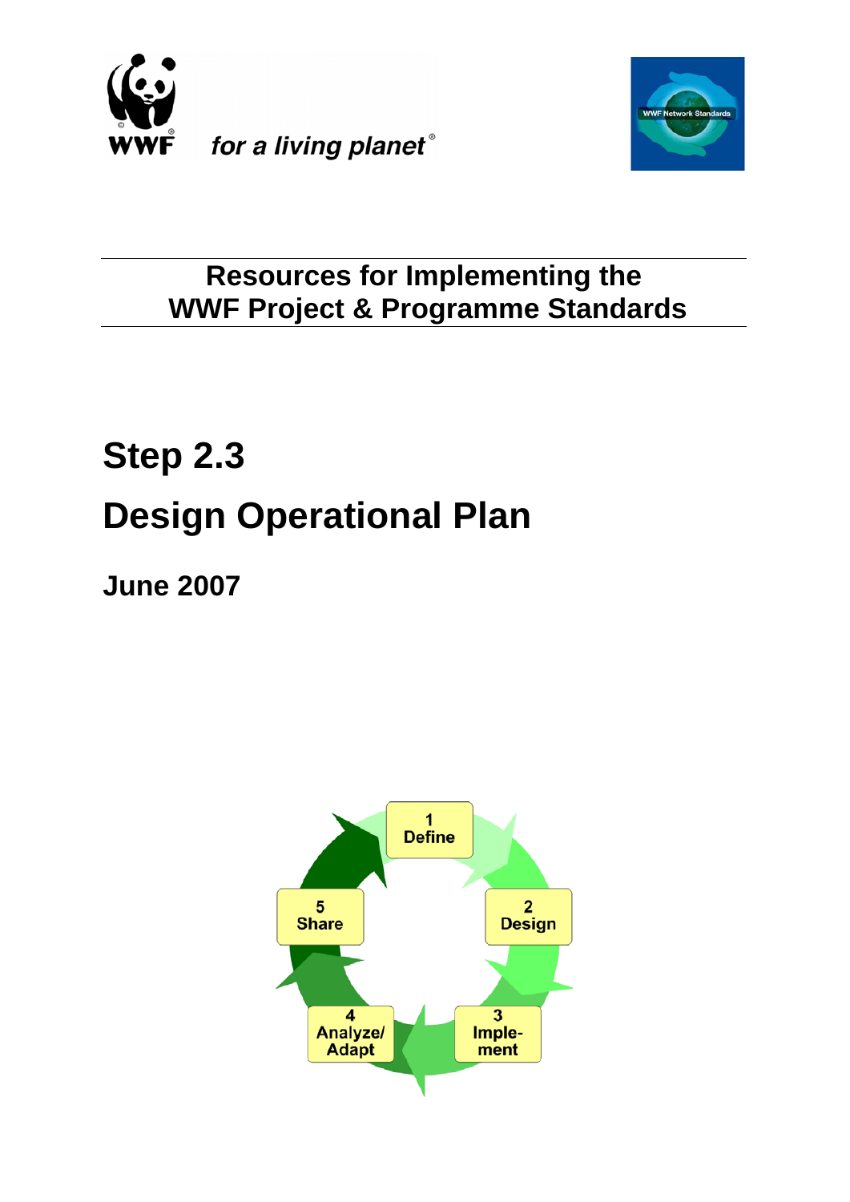WWF for a living planet®

WWF Network Standards

## Resources for Implementing the WWF Project & Programme Standards

# Step 2.3

# Design Operational Plan

**June 2007**

1 Define

2 Design

3 Imple-ment

4 Analyze/ Adapt

5 Share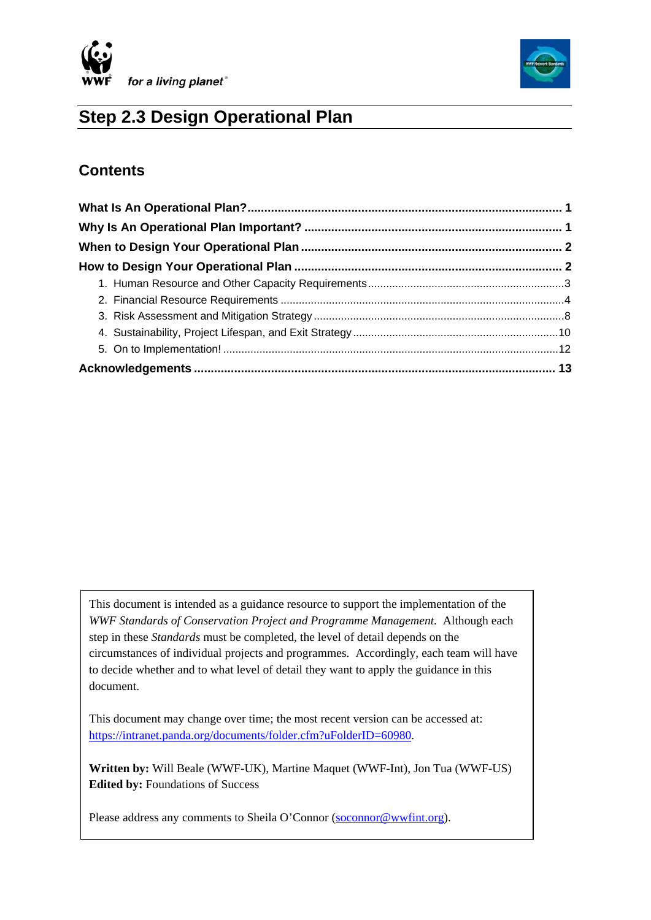# Step 2.3 Design Operational Plan

## Contents

**What Is An Operational Plan?** .... **1**

**Why Is An Operational Plan Important?** .... **1**

**When to Design Your Operational Plan** .... **2**

**How to Design Your Operational Plan** .... **2**

1. Human Resource and Other Capacity Requirements .... 3
2. Financial Resource Requirements .... 4
3. Risk Assessment and Mitigation Strategy .... 8
4. Sustainability, Project Lifespan, and Exit Strategy .... 10
5. On to Implementation! .... 12

**Acknowledgements** .... **13**

---

This document is intended as a guidance resource to support the implementation of the *WWF Standards of Conservation Project and Programme Management.* Although each step in these *Standards* must be completed, the level of detail depends on the circumstances of individual projects and programmes. Accordingly, each team will have to decide whether and to what level of detail they want to apply the guidance in this document.

This document may change over time; the most recent version can be accessed at: [https://intranet.panda.org/documents/folder.cfm?uFolderID=60980](https://intranet.panda.org/documents/folder.cfm?uFolderID=60980).

**Written by:** Will Beale (WWF-UK), Martine Maquet (WWF-Int), Jon Tua (WWF-US)
**Edited by:** Foundations of Success

Please address any comments to Sheila O'Connor ([soconnor@wwfint.org](mailto:soconnor@wwfint.org)).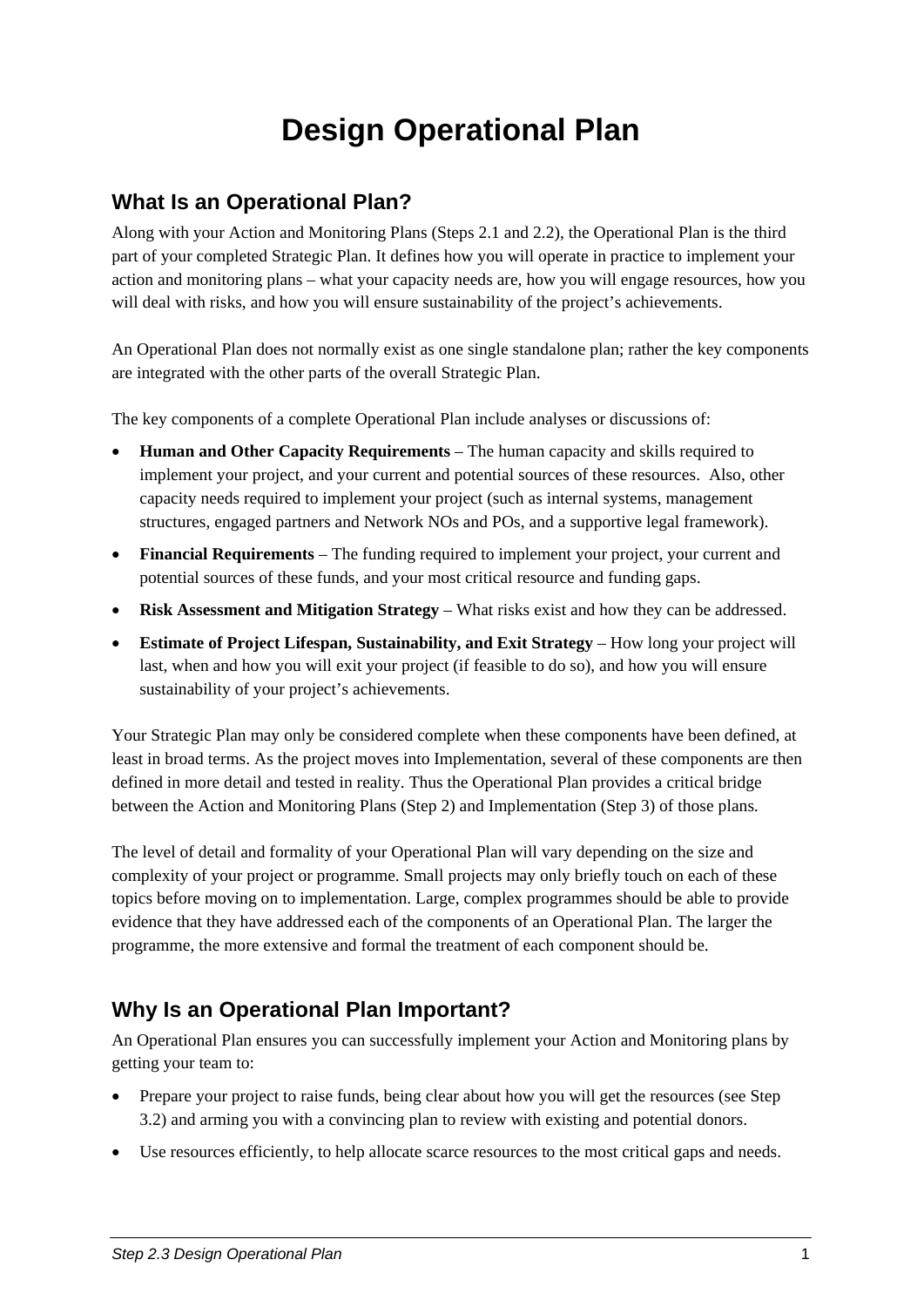# Design Operational Plan

## What Is an Operational Plan?

Along with your Action and Monitoring Plans (Steps 2.1 and 2.2), the Operational Plan is the third part of your completed Strategic Plan. It defines how you will operate in practice to implement your action and monitoring plans – what your capacity needs are, how you will engage resources, how you will deal with risks, and how you will ensure sustainability of the project's achievements.

An Operational Plan does not normally exist as one single standalone plan; rather the key components are integrated with the other parts of the overall Strategic Plan.

The key components of a complete Operational Plan include analyses or discussions of:

- **Human and Other Capacity Requirements** – The human capacity and skills required to implement your project, and your current and potential sources of these resources. Also, other capacity needs required to implement your project (such as internal systems, management structures, engaged partners and Network NOs and POs, and a supportive legal framework).
- **Financial Requirements** – The funding required to implement your project, your current and potential sources of these funds, and your most critical resource and funding gaps.
- **Risk Assessment and Mitigation Strategy** – What risks exist and how they can be addressed.
- **Estimate of Project Lifespan, Sustainability, and Exit Strategy** – How long your project will last, when and how you will exit your project (if feasible to do so), and how you will ensure sustainability of your project's achievements.

Your Strategic Plan may only be considered complete when these components have been defined, at least in broad terms. As the project moves into Implementation, several of these components are then defined in more detail and tested in reality. Thus the Operational Plan provides a critical bridge between the Action and Monitoring Plans (Step 2) and Implementation (Step 3) of those plans.

The level of detail and formality of your Operational Plan will vary depending on the size and complexity of your project or programme. Small projects may only briefly touch on each of these topics before moving on to implementation. Large, complex programmes should be able to provide evidence that they have addressed each of the components of an Operational Plan. The larger the programme, the more extensive and formal the treatment of each component should be.

## Why Is an Operational Plan Important?

An Operational Plan ensures you can successfully implement your Action and Monitoring plans by getting your team to:

- Prepare your project to raise funds, being clear about how you will get the resources (see Step 3.2) and arming you with a convincing plan to review with existing and potential donors.
- Use resources efficiently, to help allocate scarce resources to the most critical gaps and needs.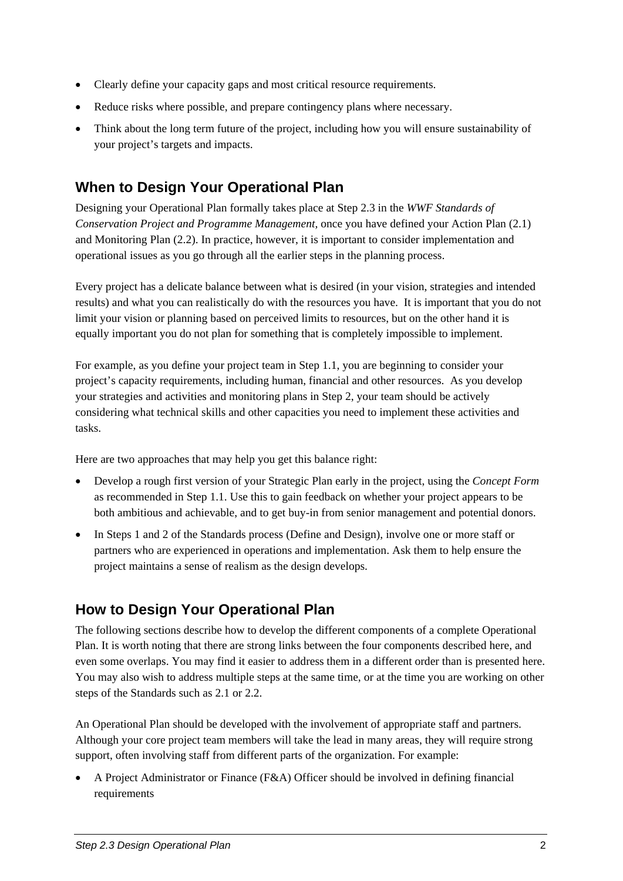- Clearly define your capacity gaps and most critical resource requirements.
- Reduce risks where possible, and prepare contingency plans where necessary.
- Think about the long term future of the project, including how you will ensure sustainability of your project's targets and impacts.

## When to Design Your Operational Plan

Designing your Operational Plan formally takes place at Step 2.3 in the *WWF Standards of Conservation Project and Programme Management,* once you have defined your Action Plan (2.1) and Monitoring Plan (2.2). In practice, however, it is important to consider implementation and operational issues as you go through all the earlier steps in the planning process.

Every project has a delicate balance between what is desired (in your vision, strategies and intended results) and what you can realistically do with the resources you have. It is important that you do not limit your vision or planning based on perceived limits to resources, but on the other hand it is equally important you do not plan for something that is completely impossible to implement.

For example, as you define your project team in Step 1.1, you are beginning to consider your project's capacity requirements, including human, financial and other resources. As you develop your strategies and activities and monitoring plans in Step 2, your team should be actively considering what technical skills and other capacities you need to implement these activities and tasks.

Here are two approaches that may help you get this balance right:

- Develop a rough first version of your Strategic Plan early in the project, using the *Concept Form* as recommended in Step 1.1. Use this to gain feedback on whether your project appears to be both ambitious and achievable, and to get buy-in from senior management and potential donors.
- In Steps 1 and 2 of the Standards process (Define and Design), involve one or more staff or partners who are experienced in operations and implementation. Ask them to help ensure the project maintains a sense of realism as the design develops.

## How to Design Your Operational Plan

The following sections describe how to develop the different components of a complete Operational Plan. It is worth noting that there are strong links between the four components described here, and even some overlaps. You may find it easier to address them in a different order than is presented here. You may also wish to address multiple steps at the same time, or at the time you are working on other steps of the Standards such as 2.1 or 2.2.

An Operational Plan should be developed with the involvement of appropriate staff and partners. Although your core project team members will take the lead in many areas, they will require strong support, often involving staff from different parts of the organization. For example:

- A Project Administrator or Finance (F&A) Officer should be involved in defining financial requirements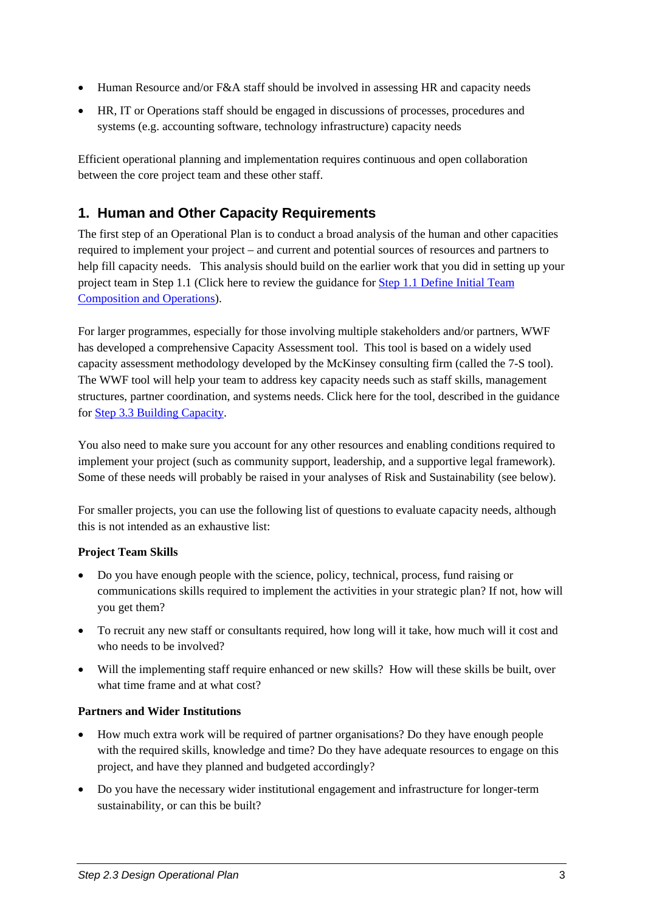- Human Resource and/or F&A staff should be involved in assessing HR and capacity needs
- HR, IT or Operations staff should be engaged in discussions of processes, procedures and systems (e.g. accounting software, technology infrastructure) capacity needs

Efficient operational planning and implementation requires continuous and open collaboration between the core project team and these other staff.

## 1. Human and Other Capacity Requirements

The first step of an Operational Plan is to conduct a broad analysis of the human and other capacities required to implement your project – and current and potential sources of resources and partners to help fill capacity needs. This analysis should build on the earlier work that you did in setting up your project team in Step 1.1 (Click here to review the guidance for Step 1.1 Define Initial Team Composition and Operations).

For larger programmes, especially for those involving multiple stakeholders and/or partners, WWF has developed a comprehensive Capacity Assessment tool. This tool is based on a widely used capacity assessment methodology developed by the McKinsey consulting firm (called the 7-S tool). The WWF tool will help your team to address key capacity needs such as staff skills, management structures, partner coordination, and systems needs. Click here for the tool, described in the guidance for Step 3.3 Building Capacity.

You also need to make sure you account for any other resources and enabling conditions required to implement your project (such as community support, leadership, and a supportive legal framework). Some of these needs will probably be raised in your analyses of Risk and Sustainability (see below).

For smaller projects, you can use the following list of questions to evaluate capacity needs, although this is not intended as an exhaustive list:

**Project Team Skills**

- Do you have enough people with the science, policy, technical, process, fund raising or communications skills required to implement the activities in your strategic plan? If not, how will you get them?
- To recruit any new staff or consultants required, how long will it take, how much will it cost and who needs to be involved?
- Will the implementing staff require enhanced or new skills? How will these skills be built, over what time frame and at what cost?

**Partners and Wider Institutions**

- How much extra work will be required of partner organisations? Do they have enough people with the required skills, knowledge and time? Do they have adequate resources to engage on this project, and have they planned and budgeted accordingly?
- Do you have the necessary wider institutional engagement and infrastructure for longer-term sustainability, or can this be built?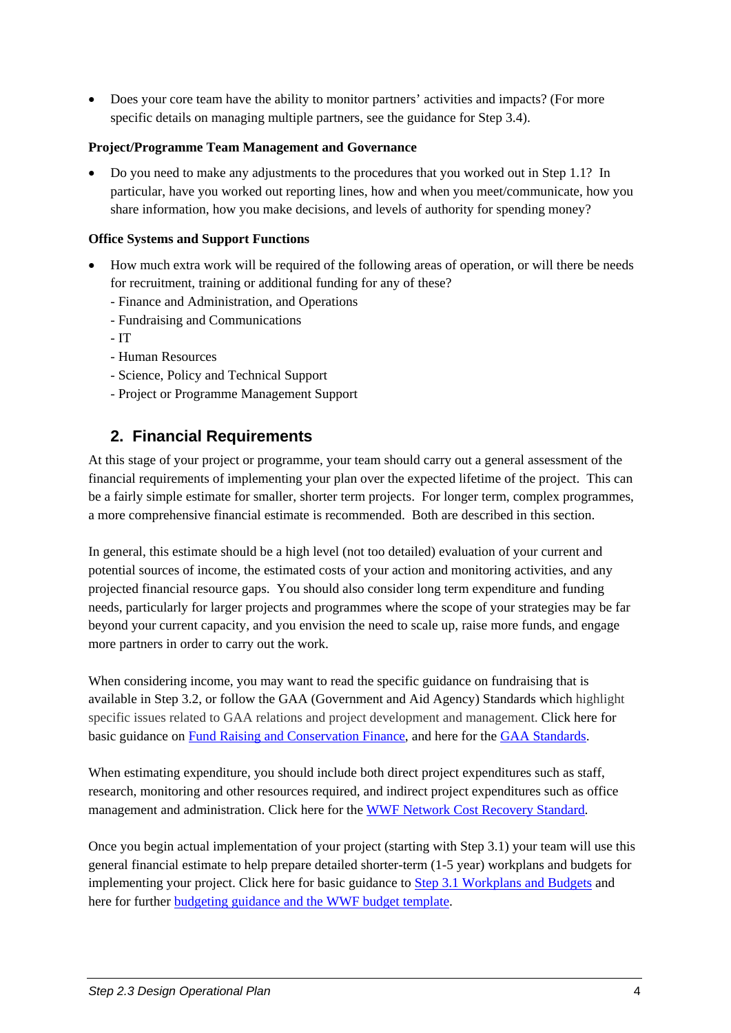- Does your core team have the ability to monitor partners' activities and impacts? (For more specific details on managing multiple partners, see the guidance for Step 3.4).

**Project/Programme Team Management and Governance**

- Do you need to make any adjustments to the procedures that you worked out in Step 1.1? In particular, have you worked out reporting lines, how and when you meet/communicate, how you share information, how you make decisions, and levels of authority for spending money?

**Office Systems and Support Functions**

- How much extra work will be required of the following areas of operation, or will there be needs for recruitment, training or additional funding for any of these?
  - Finance and Administration, and Operations
  - Fundraising and Communications
  - IT
  - Human Resources
  - Science, Policy and Technical Support
  - Project or Programme Management Support

## 2. Financial Requirements

At this stage of your project or programme, your team should carry out a general assessment of the financial requirements of implementing your plan over the expected lifetime of the project. This can be a fairly simple estimate for smaller, shorter term projects. For longer term, complex programmes, a more comprehensive financial estimate is recommended. Both are described in this section.

In general, this estimate should be a high level (not too detailed) evaluation of your current and potential sources of income, the estimated costs of your action and monitoring activities, and any projected financial resource gaps. You should also consider long term expenditure and funding needs, particularly for larger projects and programmes where the scope of your strategies may be far beyond your current capacity, and you envision the need to scale up, raise more funds, and engage more partners in order to carry out the work.

When considering income, you may want to read the specific guidance on fundraising that is available in Step 3.2, or follow the GAA (Government and Aid Agency) Standards which highlight specific issues related to GAA relations and project development and management. Click here for basic guidance on Fund Raising and Conservation Finance, and here for the GAA Standards.

When estimating expenditure, you should include both direct project expenditures such as staff, research, monitoring and other resources required, and indirect project expenditures such as office management and administration. Click here for the WWF Network Cost Recovery Standard.

Once you begin actual implementation of your project (starting with Step 3.1) your team will use this general financial estimate to help prepare detailed shorter-term (1-5 year) workplans and budgets for implementing your project. Click here for basic guidance to Step 3.1 Workplans and Budgets and here for further budgeting guidance and the WWF budget template.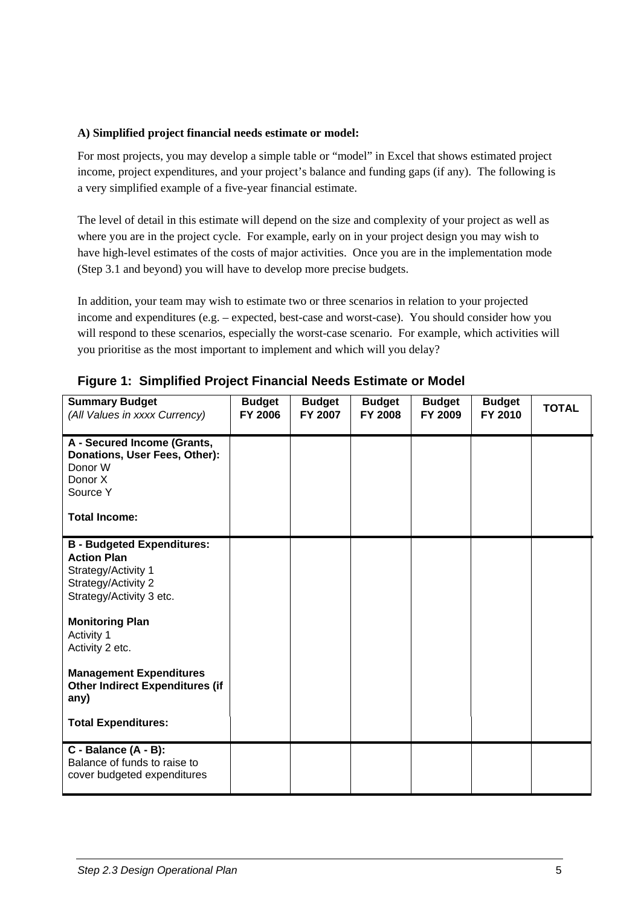**A) Simplified project financial needs estimate or model:**

For most projects, you may develop a simple table or "model" in Excel that shows estimated project income, project expenditures, and your project's balance and funding gaps (if any). The following is a very simplified example of a five-year financial estimate.

The level of detail in this estimate will depend on the size and complexity of your project as well as where you are in the project cycle. For example, early on in your project design you may wish to have high-level estimates of the costs of major activities. Once you are in the implementation mode (Step 3.1 and beyond) you will have to develop more precise budgets.

In addition, your team may wish to estimate two or three scenarios in relation to your projected income and expenditures (e.g. – expected, best-case and worst-case). You should consider how you will respond to these scenarios, especially the worst-case scenario. For example, which activities will you prioritise as the most important to implement and which will you delay?

**Figure 1: Simplified Project Financial Needs Estimate or Model**

| **Summary Budget**<br>*(All Values in xxxx Currency)* | **Budget FY 2006** | **Budget FY 2007** | **Budget FY 2008** | **Budget FY 2009** | **Budget FY 2010** | **TOTAL** |
|---|---|---|---|---|---|---|
| **A - Secured Income (Grants, Donations, User Fees, Other):**<br>Donor W<br>Donor X<br>Source Y<br><br>**Total Income:** | | | | | | |
| **B - Budgeted Expenditures:**<br>**Action Plan**<br>Strategy/Activity 1<br>Strategy/Activity 2<br>Strategy/Activity 3 etc.<br><br>**Monitoring Plan**<br>Activity 1<br>Activity 2 etc.<br><br>**Management Expenditures**<br>**Other Indirect Expenditures (if any)**<br><br>**Total Expenditures:** | | | | | | |
| **C - Balance (A - B):**<br>Balance of funds to raise to cover budgeted expenditures | | | | | | |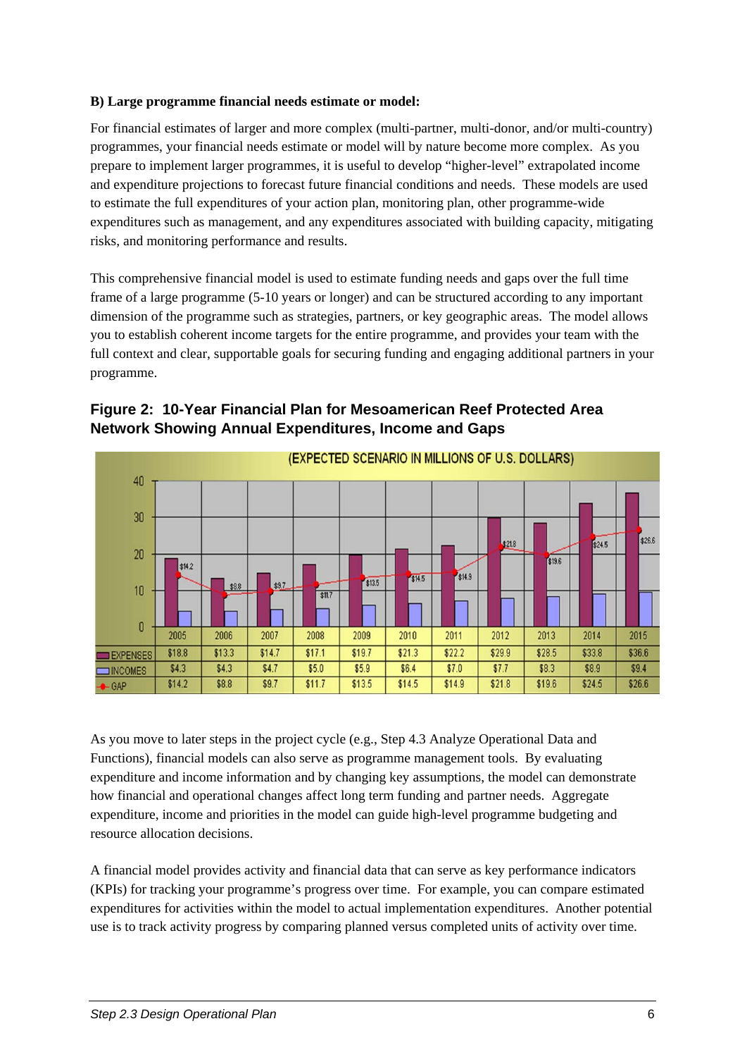**B) Large programme financial needs estimate or model:**

For financial estimates of larger and more complex (multi-partner, multi-donor, and/or multi-country) programmes, your financial needs estimate or model will by nature become more complex. As you prepare to implement larger programmes, it is useful to develop "higher-level" extrapolated income and expenditure projections to forecast future financial conditions and needs. These models are used to estimate the full expenditures of your action plan, monitoring plan, other programme-wide expenditures such as management, and any expenditures associated with building capacity, mitigating risks, and monitoring performance and results.

This comprehensive financial model is used to estimate funding needs and gaps over the full time frame of a large programme (5-10 years or longer) and can be structured according to any important dimension of the programme such as strategies, partners, or key geographic areas. The model allows you to establish coherent income targets for the entire programme, and provides your team with the full context and clear, supportable goals for securing funding and engaging additional partners in your programme.

### Figure 2: 10-Year Financial Plan for Mesoamerican Reef Protected Area Network Showing Annual Expenditures, Income and Gaps

(EXPECTED SCENARIO IN MILLIONS OF U.S. DOLLARS)

| | 2005 | 2006 | 2007 | 2008 | 2009 | 2010 | 2011 | 2012 | 2013 | 2014 | 2015 |
|---|---|---|---|---|---|---|---|---|---|---|---|
| EXPENSES | $18.8 | $13.3 | $14.7 | $17.1 | $19.7 | $21.3 | $22.2 | $29.9 | $28.5 | $33.8 | $36.6 |
| INCOMES | $4.3 | $4.3 | $4.7 | $5.0 | $5.9 | $6.4 | $7.0 | $7.7 | $8.3 | $8.9 | $9.4 |
| GAP | $14.2 | $8.8 | $9.7 | $11.7 | $13.5 | $14.5 | $14.9 | $21.8 | $19.6 | $24.5 | $26.6 |

As you move to later steps in the project cycle (e.g., Step 4.3 Analyze Operational Data and Functions), financial models can also serve as programme management tools. By evaluating expenditure and income information and by changing key assumptions, the model can demonstrate how financial and operational changes affect long term funding and partner needs. Aggregate expenditure, income and priorities in the model can guide high-level programme budgeting and resource allocation decisions.

A financial model provides activity and financial data that can serve as key performance indicators (KPIs) for tracking your programme's progress over time. For example, you can compare estimated expenditures for activities within the model to actual implementation expenditures. Another potential use is to track activity progress by comparing planned versus completed units of activity over time.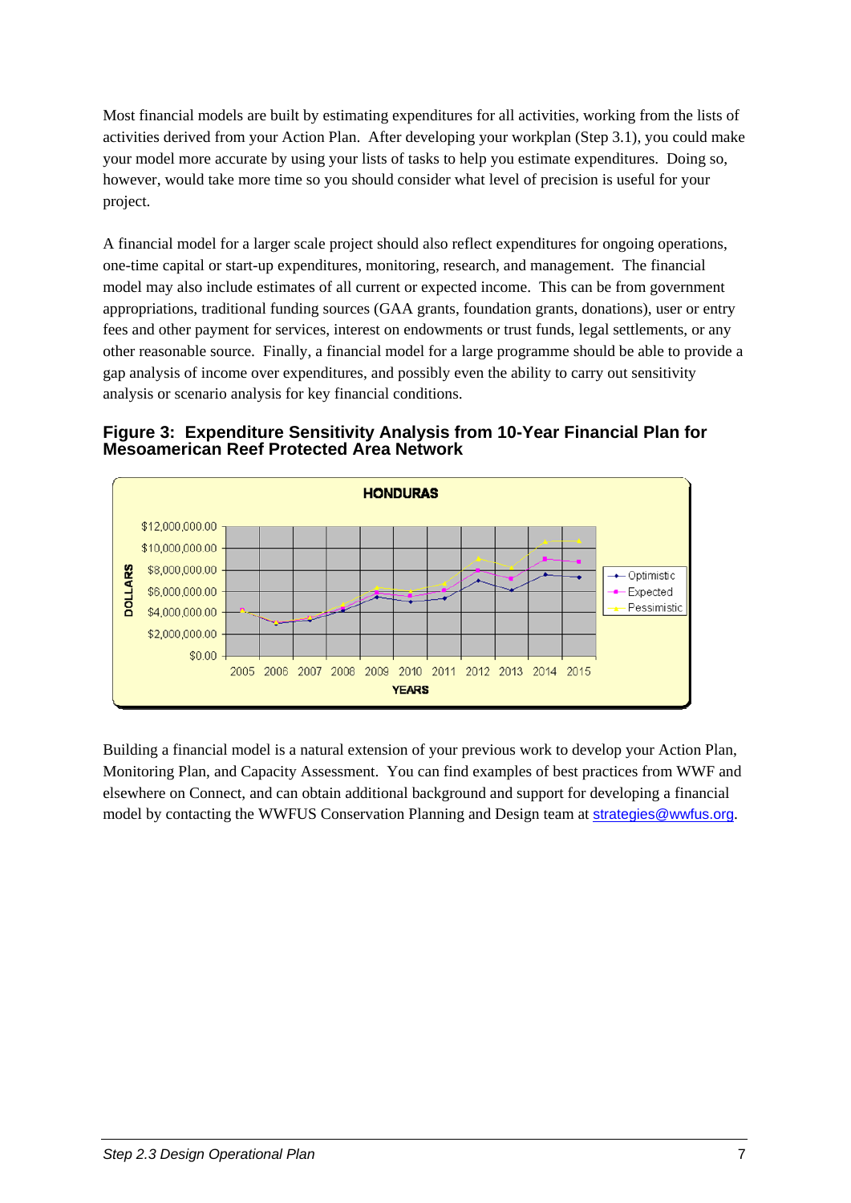Most financial models are built by estimating expenditures for all activities, working from the lists of activities derived from your Action Plan. After developing your workplan (Step 3.1), you could make your model more accurate by using your lists of tasks to help you estimate expenditures. Doing so, however, would take more time so you should consider what level of precision is useful for your project.

A financial model for a larger scale project should also reflect expenditures for ongoing operations, one-time capital or start-up expenditures, monitoring, research, and management. The financial model may also include estimates of all current or expected income. This can be from government appropriations, traditional funding sources (GAA grants, foundation grants, donations), user or entry fees and other payment for services, interest on endowments or trust funds, legal settlements, or any other reasonable source. Finally, a financial model for a large programme should be able to provide a gap analysis of income over expenditures, and possibly even the ability to carry out sensitivity analysis or scenario analysis for key financial conditions.

**Figure 3: Expenditure Sensitivity Analysis from 10-Year Financial Plan for Mesoamerican Reef Protected Area Network**

Building a financial model is a natural extension of your previous work to develop your Action Plan, Monitoring Plan, and Capacity Assessment. You can find examples of best practices from WWF and elsewhere on Connect, and can obtain additional background and support for developing a financial model by contacting the WWFUS Conservation Planning and Design team at strategies@wwfus.org.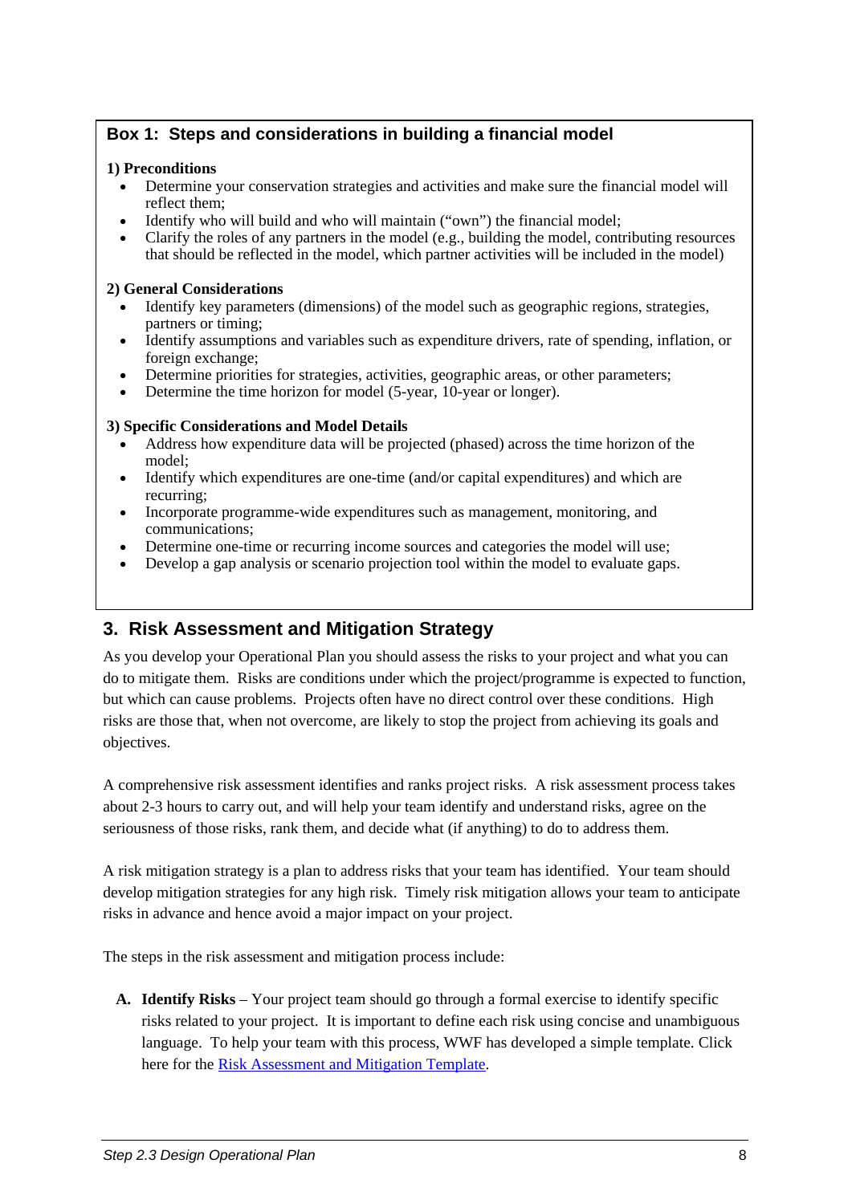### Box 1: Steps and considerations in building a financial model

**1) Preconditions**

- Determine your conservation strategies and activities and make sure the financial model will reflect them;
- Identify who will build and who will maintain ("own") the financial model;
- Clarify the roles of any partners in the model (e.g., building the model, contributing resources that should be reflected in the model, which partner activities will be included in the model)

**2) General Considerations**

- Identify key parameters (dimensions) of the model such as geographic regions, strategies, partners or timing;
- Identify assumptions and variables such as expenditure drivers, rate of spending, inflation, or foreign exchange;
- Determine priorities for strategies, activities, geographic areas, or other parameters;
- Determine the time horizon for model (5-year, 10-year or longer).

**3) Specific Considerations and Model Details**

- Address how expenditure data will be projected (phased) across the time horizon of the model;
- Identify which expenditures are one-time (and/or capital expenditures) and which are recurring;
- Incorporate programme-wide expenditures such as management, monitoring, and communications;
- Determine one-time or recurring income sources and categories the model will use;
- Develop a gap analysis or scenario projection tool within the model to evaluate gaps.

## 3. Risk Assessment and Mitigation Strategy

As you develop your Operational Plan you should assess the risks to your project and what you can do to mitigate them. Risks are conditions under which the project/programme is expected to function, but which can cause problems. Projects often have no direct control over these conditions. High risks are those that, when not overcome, are likely to stop the project from achieving its goals and objectives.

A comprehensive risk assessment identifies and ranks project risks. A risk assessment process takes about 2-3 hours to carry out, and will help your team identify and understand risks, agree on the seriousness of those risks, rank them, and decide what (if anything) to do to address them.

A risk mitigation strategy is a plan to address risks that your team has identified. Your team should develop mitigation strategies for any high risk. Timely risk mitigation allows your team to anticipate risks in advance and hence avoid a major impact on your project.

The steps in the risk assessment and mitigation process include:

A. **Identify Risks** – Your project team should go through a formal exercise to identify specific risks related to your project. It is important to define each risk using concise and unambiguous language. To help your team with this process, WWF has developed a simple template. Click here for the Risk Assessment and Mitigation Template.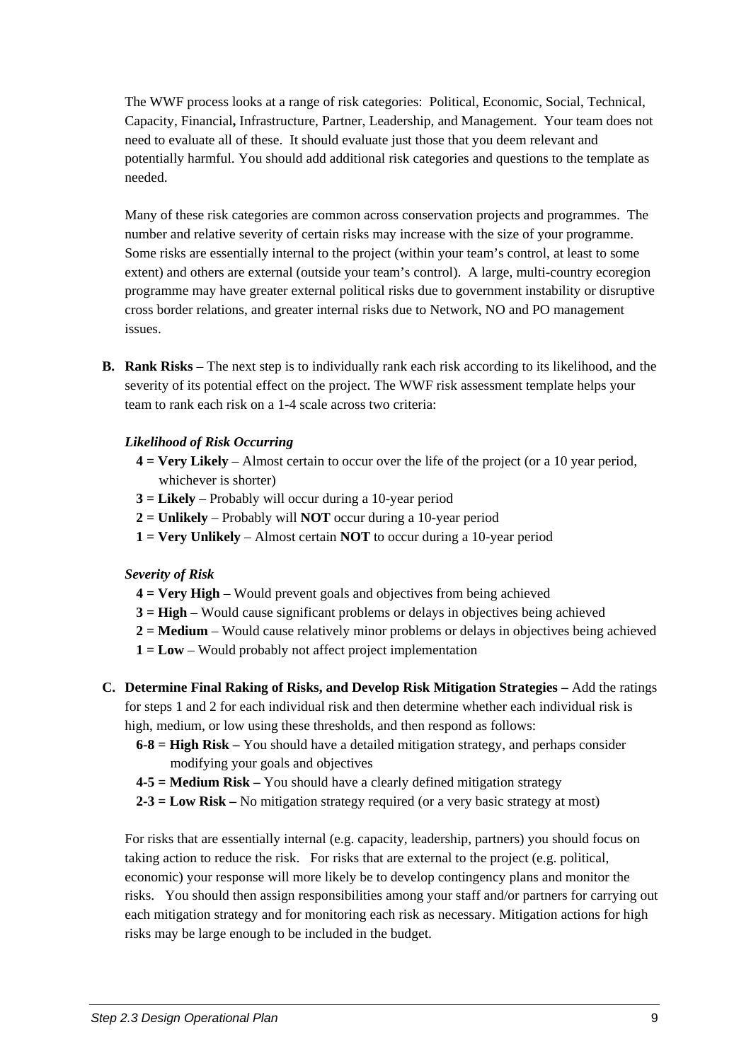The WWF process looks at a range of risk categories: Political, Economic, Social, Technical, Capacity, Financial**,** Infrastructure, Partner, Leadership, and Management. Your team does not need to evaluate all of these. It should evaluate just those that you deem relevant and potentially harmful. You should add additional risk categories and questions to the template as needed.

Many of these risk categories are common across conservation projects and programmes. The number and relative severity of certain risks may increase with the size of your programme. Some risks are essentially internal to the project (within your team's control, at least to some extent) and others are external (outside your team's control). A large, multi-country ecoregion programme may have greater external political risks due to government instability or disruptive cross border relations, and greater internal risks due to Network, NO and PO management issues.

**B. Rank Risks** – The next step is to individually rank each risk according to its likelihood, and the severity of its potential effect on the project. The WWF risk assessment template helps your team to rank each risk on a 1-4 scale across two criteria:

***Likelihood of Risk Occurring***

- **4 = Very Likely** – Almost certain to occur over the life of the project (or a 10 year period, whichever is shorter)
- **3 = Likely** – Probably will occur during a 10-year period
- **2 = Unlikely** – Probably will **NOT** occur during a 10-year period
- **1 = Very Unlikely** – Almost certain **NOT** to occur during a 10-year period

***Severity of Risk***

- **4 = Very High** – Would prevent goals and objectives from being achieved
- **3 = High** – Would cause significant problems or delays in objectives being achieved
- **2 = Medium** – Would cause relatively minor problems or delays in objectives being achieved
- **1 = Low** – Would probably not affect project implementation

**C. Determine Final Raking of Risks, and Develop Risk Mitigation Strategies –** Add the ratings for steps 1 and 2 for each individual risk and then determine whether each individual risk is high, medium, or low using these thresholds, and then respond as follows:

- **6-8 = High Risk –** You should have a detailed mitigation strategy, and perhaps consider modifying your goals and objectives
- **4-5 = Medium Risk –** You should have a clearly defined mitigation strategy
- **2-3 = Low Risk –** No mitigation strategy required (or a very basic strategy at most)

For risks that are essentially internal (e.g. capacity, leadership, partners) you should focus on taking action to reduce the risk. For risks that are external to the project (e.g. political, economic) your response will more likely be to develop contingency plans and monitor the risks. You should then assign responsibilities among your staff and/or partners for carrying out each mitigation strategy and for monitoring each risk as necessary. Mitigation actions for high risks may be large enough to be included in the budget.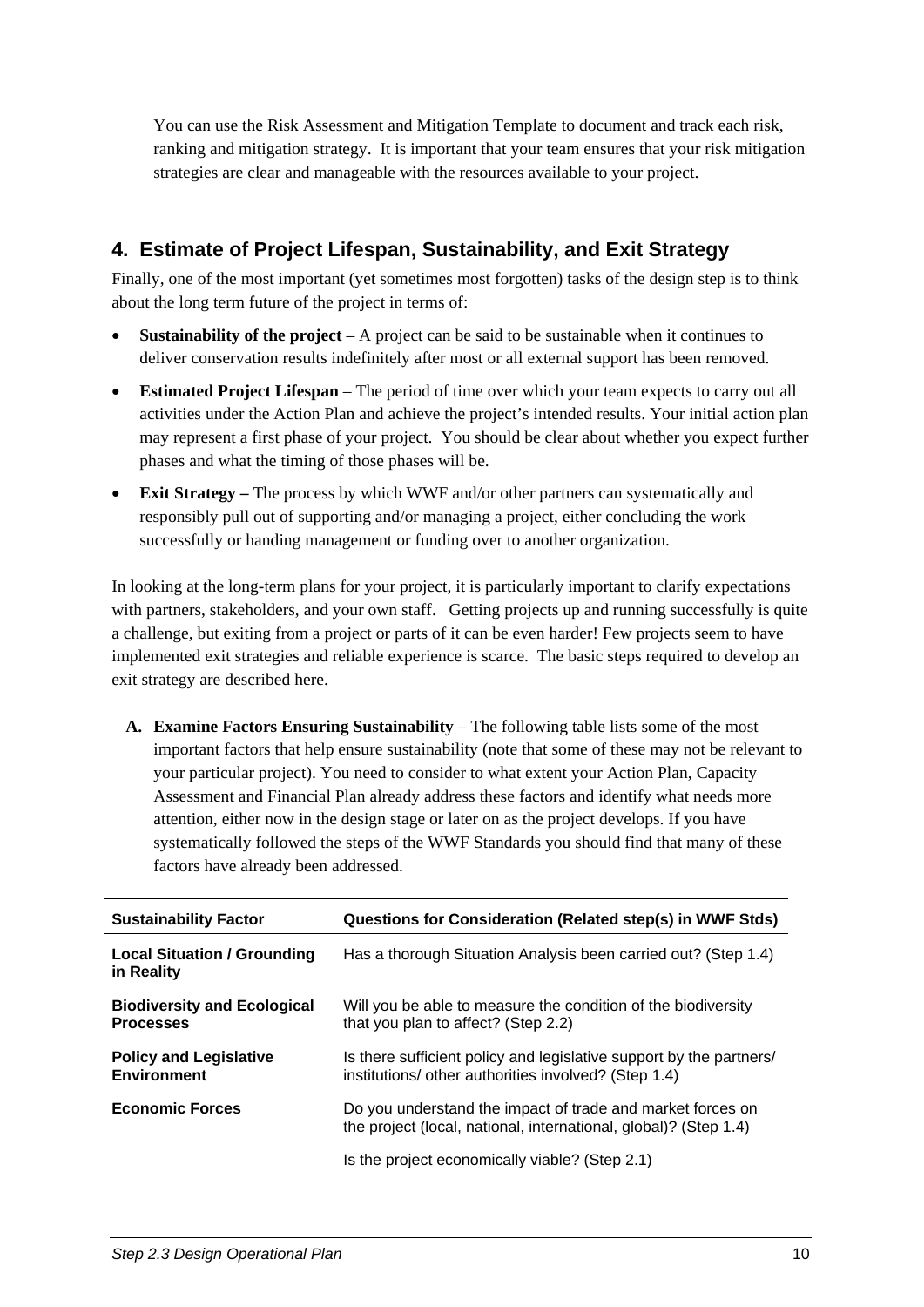You can use the Risk Assessment and Mitigation Template to document and track each risk, ranking and mitigation strategy. It is important that your team ensures that your risk mitigation strategies are clear and manageable with the resources available to your project.

## 4. Estimate of Project Lifespan, Sustainability, and Exit Strategy

Finally, one of the most important (yet sometimes most forgotten) tasks of the design step is to think about the long term future of the project in terms of:

- **Sustainability of the project** – A project can be said to be sustainable when it continues to deliver conservation results indefinitely after most or all external support has been removed.
- **Estimated Project Lifespan** – The period of time over which your team expects to carry out all activities under the Action Plan and achieve the project's intended results. Your initial action plan may represent a first phase of your project. You should be clear about whether you expect further phases and what the timing of those phases will be.
- **Exit Strategy –** The process by which WWF and/or other partners can systematically and responsibly pull out of supporting and/or managing a project, either concluding the work successfully or handing management or funding over to another organization.

In looking at the long-term plans for your project, it is particularly important to clarify expectations with partners, stakeholders, and your own staff. Getting projects up and running successfully is quite a challenge, but exiting from a project or parts of it can be even harder! Few projects seem to have implemented exit strategies and reliable experience is scarce. The basic steps required to develop an exit strategy are described here.

**A. Examine Factors Ensuring Sustainability** – The following table lists some of the most important factors that help ensure sustainability (note that some of these may not be relevant to your particular project). You need to consider to what extent your Action Plan, Capacity Assessment and Financial Plan already address these factors and identify what needs more attention, either now in the design stage or later on as the project develops. If you have systematically followed the steps of the WWF Standards you should find that many of these factors have already been addressed.

| Sustainability Factor | Questions for Consideration (Related step(s) in WWF Stds) |
|---|---|
| **Local Situation / Grounding in Reality** | Has a thorough Situation Analysis been carried out? (Step 1.4) |
| **Biodiversity and Ecological Processes** | Will you be able to measure the condition of the biodiversity that you plan to affect? (Step 2.2) |
| **Policy and Legislative Environment** | Is there sufficient policy and legislative support by the partners/ institutions/ other authorities involved? (Step 1.4) |
| **Economic Forces** | Do you understand the impact of trade and market forces on the project (local, national, international, global)? (Step 1.4) |
| | Is the project economically viable? (Step 2.1) |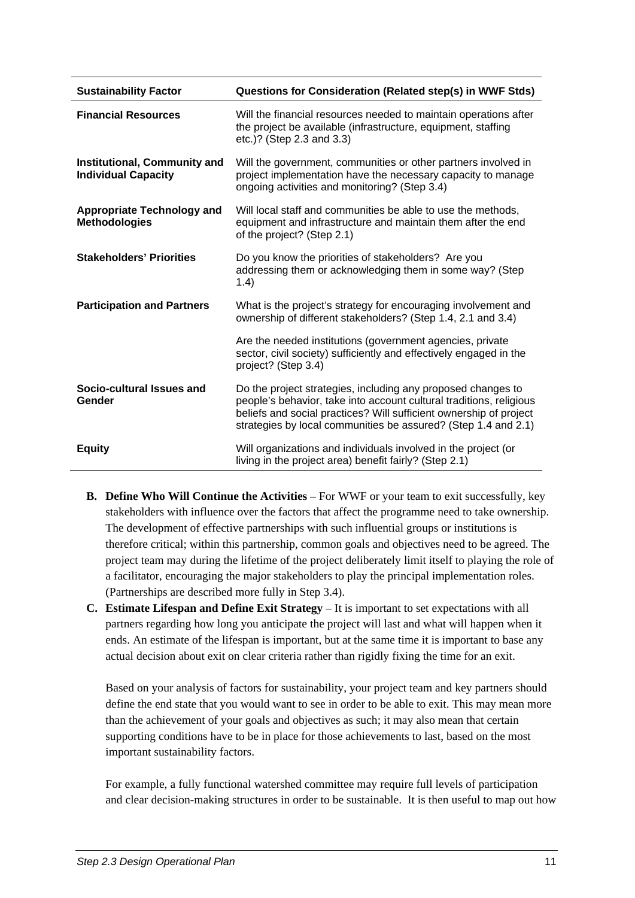| Sustainability Factor | Questions for Consideration (Related step(s) in WWF Stds) |
|---|---|
| **Financial Resources** | Will the financial resources needed to maintain operations after the project be available (infrastructure, equipment, staffing etc.)? (Step 2.3 and 3.3) |
| **Institutional, Community and Individual Capacity** | Will the government, communities or other partners involved in project implementation have the necessary capacity to manage ongoing activities and monitoring? (Step 3.4) |
| **Appropriate Technology and Methodologies** | Will local staff and communities be able to use the methods, equipment and infrastructure and maintain them after the end of the project? (Step 2.1) |
| **Stakeholders' Priorities** | Do you know the priorities of stakeholders? Are you addressing them or acknowledging them in some way? (Step 1.4) |
| **Participation and Partners** | What is the project's strategy for encouraging involvement and ownership of different stakeholders? (Step 1.4, 2.1 and 3.4) |
| | Are the needed institutions (government agencies, private sector, civil society) sufficiently and effectively engaged in the project? (Step 3.4) |
| **Socio-cultural Issues and Gender** | Do the project strategies, including any proposed changes to people's behavior, take into account cultural traditions, religious beliefs and social practices? Will sufficient ownership of project strategies by local communities be assured? (Step 1.4 and 2.1) |
| **Equity** | Will organizations and individuals involved in the project (or living in the project area) benefit fairly? (Step 2.1) |

**B. Define Who Will Continue the Activities** – For WWF or your team to exit successfully, key stakeholders with influence over the factors that affect the programme need to take ownership. The development of effective partnerships with such influential groups or institutions is therefore critical; within this partnership, common goals and objectives need to be agreed. The project team may during the lifetime of the project deliberately limit itself to playing the role of a facilitator, encouraging the major stakeholders to play the principal implementation roles. (Partnerships are described more fully in Step 3.4).

**C. Estimate Lifespan and Define Exit Strategy** – It is important to set expectations with all partners regarding how long you anticipate the project will last and what will happen when it ends. An estimate of the lifespan is important, but at the same time it is important to base any actual decision about exit on clear criteria rather than rigidly fixing the time for an exit.

Based on your analysis of factors for sustainability, your project team and key partners should define the end state that you would want to see in order to be able to exit. This may mean more than the achievement of your goals and objectives as such; it may also mean that certain supporting conditions have to be in place for those achievements to last, based on the most important sustainability factors.

For example, a fully functional watershed committee may require full levels of participation and clear decision-making structures in order to be sustainable. It is then useful to map out how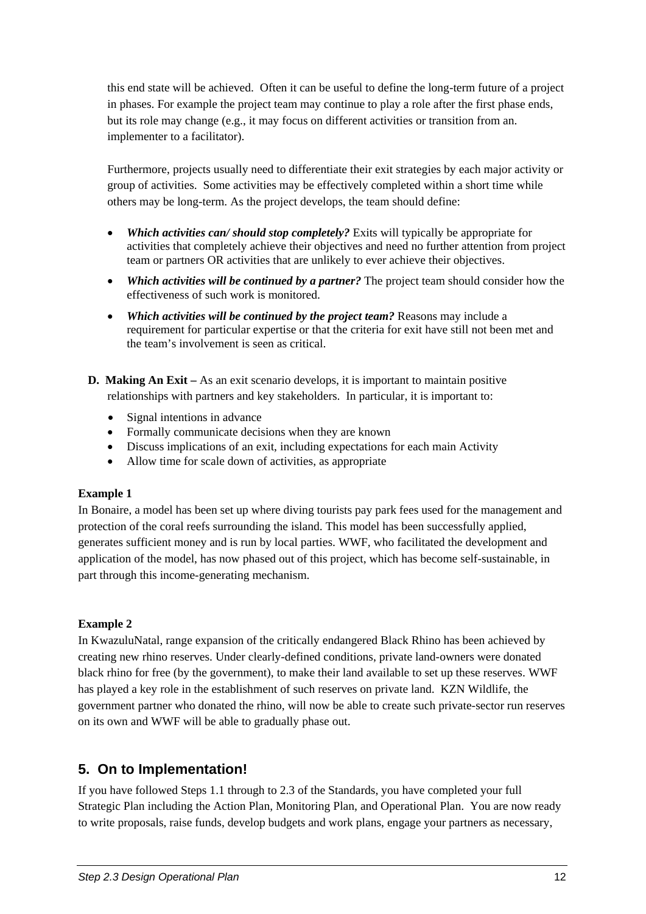this end state will be achieved.  Often it can be useful to define the long-term future of a project in phases. For example the project team may continue to play a role after the first phase ends, but its role may change (e.g., it may focus on different activities or transition from an. implementer to a facilitator).

Furthermore, projects usually need to differentiate their exit strategies by each major activity or group of activities.  Some activities may be effectively completed within a short time while others may be long-term. As the project develops, the team should define:

- ***Which activities can/ should stop completely?*** Exits will typically be appropriate for activities that completely achieve their objectives and need no further attention from project team or partners OR activities that are unlikely to ever achieve their objectives.
- ***Which activities will be continued by a partner?*** The project team should consider how the effectiveness of such work is monitored.
- ***Which activities will be continued by the project team?*** Reasons may include a requirement for particular expertise or that the criteria for exit have still not been met and the team's involvement is seen as critical.

**D. Making An Exit –** As an exit scenario develops, it is important to maintain positive relationships with partners and key stakeholders.  In particular, it is important to:

- Signal intentions in advance
- Formally communicate decisions when they are known
- Discuss implications of an exit, including expectations for each main Activity
- Allow time for scale down of activities, as appropriate

**Example 1**

In Bonaire, a model has been set up where diving tourists pay park fees used for the management and protection of the coral reefs surrounding the island. This model has been successfully applied, generates sufficient money and is run by local parties. WWF, who facilitated the development and application of the model, has now phased out of this project, which has become self-sustainable, in part through this income-generating mechanism.

**Example 2**

In KwazuluNatal, range expansion of the critically endangered Black Rhino has been achieved by creating new rhino reserves. Under clearly-defined conditions, private land-owners were donated black rhino for free (by the government), to make their land available to set up these reserves. WWF has played a key role in the establishment of such reserves on private land.  KZN Wildlife, the government partner who donated the rhino, will now be able to create such private-sector run reserves on its own and WWF will be able to gradually phase out.

## 5. On to Implementation!

If you have followed Steps 1.1 through to 2.3 of the Standards, you have completed your full Strategic Plan including the Action Plan, Monitoring Plan, and Operational Plan.  You are now ready to write proposals, raise funds, develop budgets and work plans, engage your partners as necessary,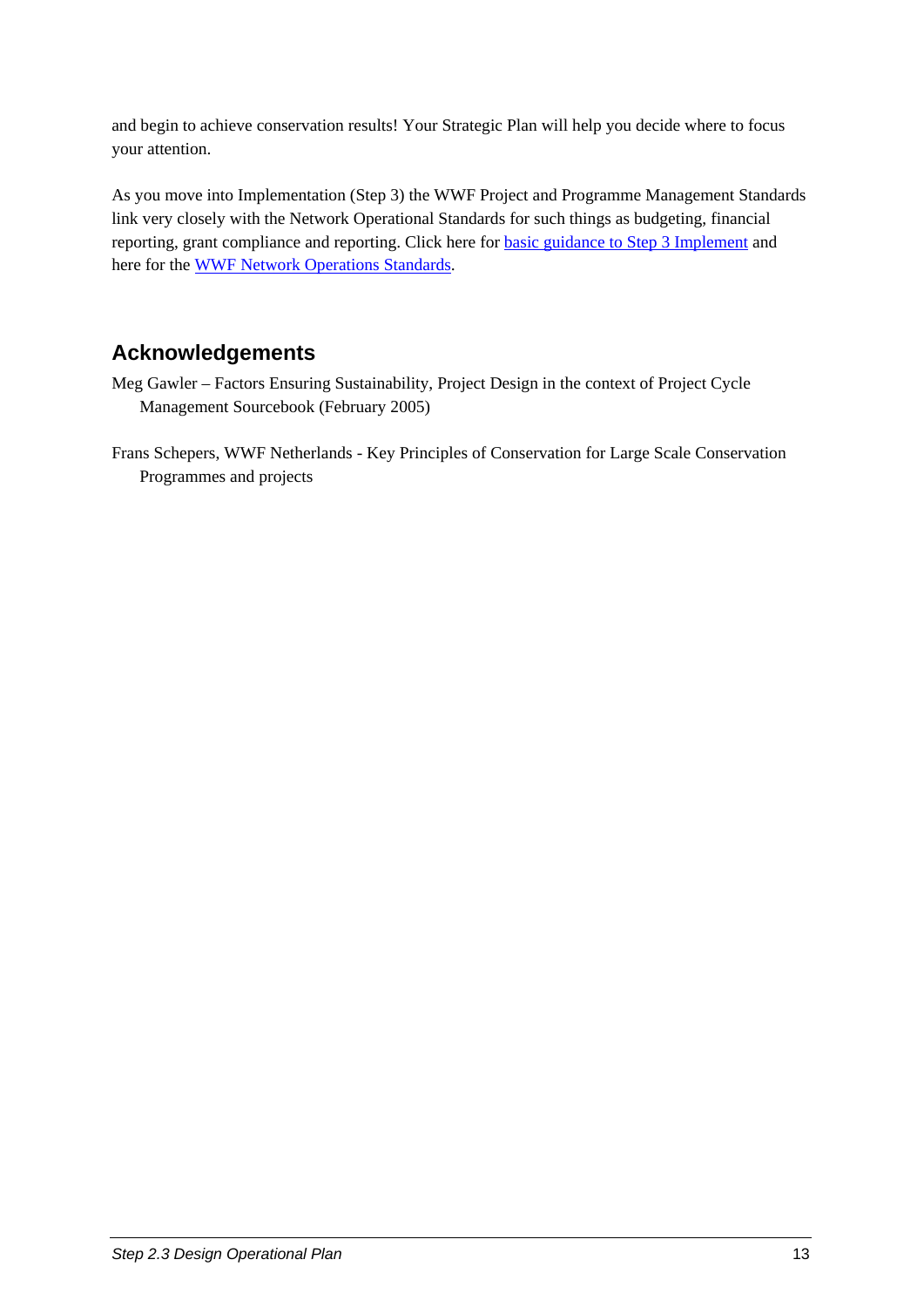and begin to achieve conservation results! Your Strategic Plan will help you decide where to focus your attention.

As you move into Implementation (Step 3) the WWF Project and Programme Management Standards link very closely with the Network Operational Standards for such things as budgeting, financial reporting, grant compliance and reporting. Click here for basic guidance to Step 3 Implement and here for the WWF Network Operations Standards.

## Acknowledgements

Meg Gawler – Factors Ensuring Sustainability, Project Design in the context of Project Cycle Management Sourcebook (February 2005)

Frans Schepers, WWF Netherlands - Key Principles of Conservation for Large Scale Conservation Programmes and projects